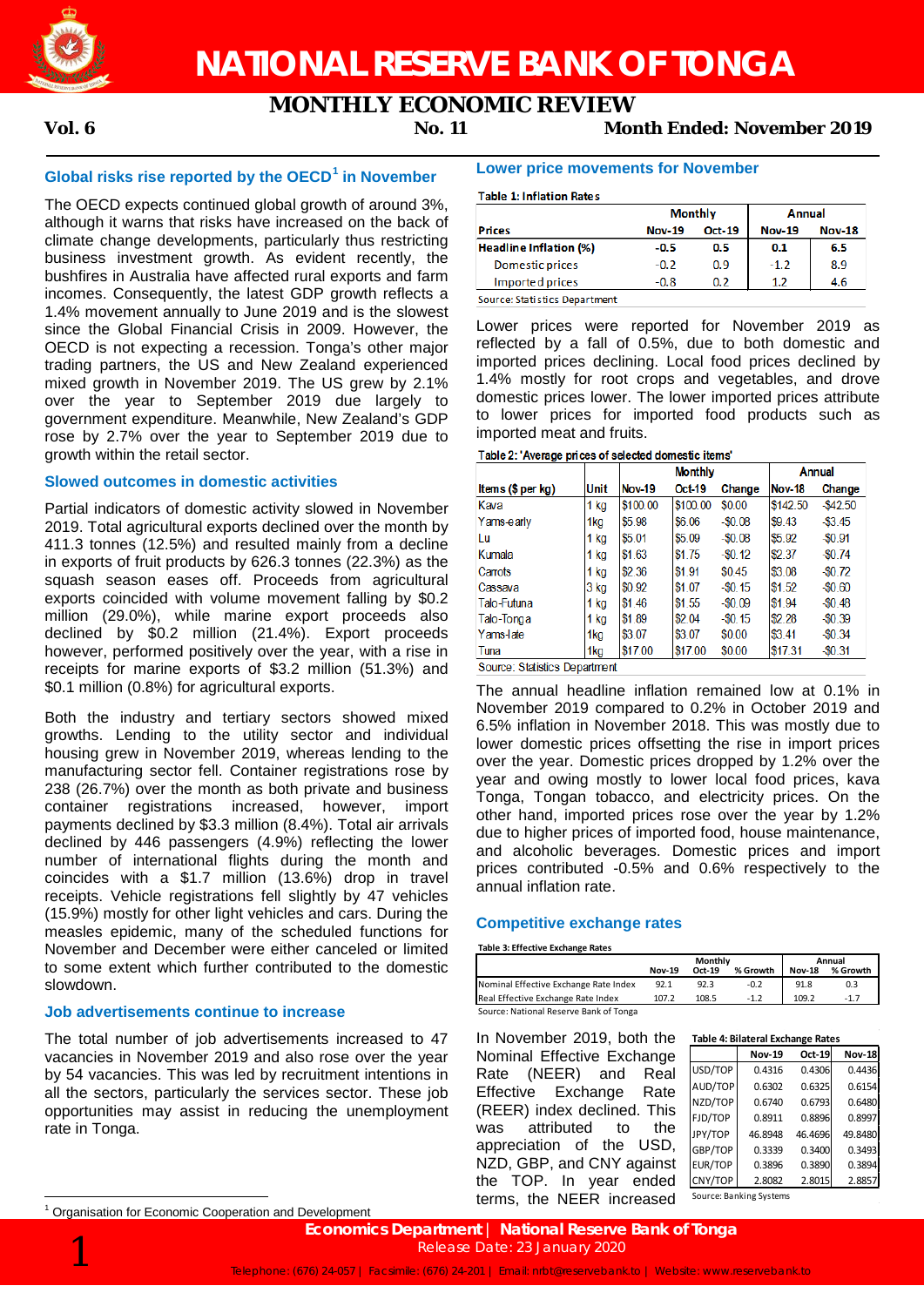# NATIONAL RESERVE BANK OF TONGA

## MONTHLY ECONOMIC REVIEW

**Vol. 6** **No. 11** **Month Ended: November 2019**

### Global risks rise reported by the OECD[1] in November

The OECD expects continued global growth of around 3%, although it warns that risks have increased on the back of climate change developments, particularly thus restricting business investment growth. As evident recently, the bushfires in Australia have affected rural exports and farm incomes. Consequently, the latest GDP growth reflects a 1.4% movement annually to June 2019 and is the slowest since the Global Financial Crisis in 2009. However, the OECD is not expecting a recession. Tonga's other major trading partners, the US and New Zealand experienced mixed growth in November 2019. The US grew by 2.1% over the year to September 2019 due largely to government expenditure. Meanwhile, New Zealand's GDP rose by 2.7% over the year to September 2019 due to growth within the retail sector.

### Slowed outcomes in domestic activities

Partial indicators of domestic activity slowed in November 2019. Total agricultural exports declined over the month by 411.3 tonnes (12.5%) and resulted mainly from a decline in exports of fruit products by 626.3 tonnes (22.3%) as the squash season eases off. Proceeds from agricultural exports coincided with volume movement falling by $0.2 million (29.0%), while marine export proceeds also declined by $0.2 million (21.4%). Export proceeds however, performed positively over the year, with a rise in receipts for marine exports of $3.2 million (51.3%) and $0.1 million (0.8%) for agricultural exports.

Both the industry and tertiary sectors showed mixed growths. Lending to the utility sector and individual housing grew in November 2019, whereas lending to the manufacturing sector fell. Container registrations rose by 238 (26.7%) over the month as both private and business container registrations increased, however, import payments declined by $3.3 million (8.4%). Total air arrivals declined by 446 passengers (4.9%) reflecting the lower number of international flights during the month and coincides with a $1.7 million (13.6%) drop in travel receipts. Vehicle registrations fell slightly by 47 vehicles (15.9%) mostly for other light vehicles and cars. During the measles epidemic, many of the scheduled functions for November and December were either canceled or limited to some extent which further contributed to the domestic slowdown.

### Job advertisements continue to increase

The total number of job advertisements increased to 47 vacancies in November 2019 and also rose over the year by 54 vacancies. This was led by recruitment intentions in all the sectors, particularly the services sector. These job opportunities may assist in reducing the unemployment rate in Tonga.

### Lower price movements for November

**Table 1: Inflation Rates**

| Prices | Monthly | | Annual | |
|---|---|---|---|---|
| | Nov-19 | Oct-19 | Nov-19 | Nov-18 |
| **Headline Inflation (%)** | **-0.5** | **0.5** | **0.1** | **6.5** |
| Domestic prices | -0.2 | 0.9 | -1.2 | 8.9 |
| Imported prices | -0.8 | 0.2 | 1.2 | 4.6 |

Source: Statistics Department

Lower prices were reported for November 2019 as reflected by a fall of 0.5%, due to both domestic and imported prices declining. Local food prices declined by 1.4% mostly for root crops and vegetables, and drove domestic prices lower. The lower imported prices attribute to lower prices for imported food products such as imported meat and fruits.

**Table 2: 'Average prices of selected domestic items'**

| Items ($ per kg) | Unit | Monthly | | | Annual | |
|---|---|---|---|---|---|---|
| | | Nov-19 | Oct-19 | Change | Nov-18 | Change |
| Kava | 1 kg | $100.00 | $100.00 | $0.00 | $142.50 | -$42.50 |
| Yams-early | 1kg | $5.98 | $6.06 | -$0.08 | $9.43 | -$3.45 |
| Lu | 1 kg | $5.01 | $5.09 | -$0.08 | $5.92 | -$0.91 |
| Kumala | 1 kg | $1.63 | $1.75 | -$0.12 | $2.37 | -$0.74 |
| Carrots | 1 kg | $2.36 | $1.91 | $0.45 | $3.08 | -$0.72 |
| Cassava | 3 kg | $0.92 | $1.07 | -$0.15 | $1.52 | -$0.60 |
| Talo-Futuna | 1 kg | $1.46 | $1.55 | -$0.09 | $1.94 | -$0.48 |
| Talo-Tonga | 1 kg | $1.89 | $2.04 | -$0.15 | $2.28 | -$0.39 |
| Yams-late | 1kg | $3.07 | $3.07 | $0.00 | $3.41 | -$0.34 |
| Tuna | 1kg | $17.00 | $17.00 | $0.00 | $17.31 | -$0.31 |

Source: Statistics Department

The annual headline inflation remained low at 0.1% in November 2019 compared to 0.2% in October 2019 and 6.5% inflation in November 2018. This was mostly due to lower domestic prices offsetting the rise in import prices over the year. Domestic prices dropped by 1.2% over the year and owing mostly to lower local food prices, kava Tonga, Tongan tobacco, and electricity prices. On the other hand, imported prices rose over the year by 1.2% due to higher prices of imported food, house maintenance, and alcoholic beverages. Domestic prices and import prices contributed -0.5% and 0.6% respectively to the annual inflation rate.

### Competitive exchange rates

**Table 3: Effective Exchange Rates**

| | Monthly | | | Annual | |
|---|---|---|---|---|---|
| | Nov-19 | Oct-19 | % Growth | Nov-18 | % Growth |
| Nominal Effective Exchange Rate Index | 92.1 | 92.3 | -0.2 | 91.8 | 0.3 |
| Real Effective Exchange Rate Index | 107.2 | 108.5 | -1.2 | 109.2 | -1.7 |

Source: National Reserve Bank of Tonga

In November 2019, both the Nominal Effective Exchange Rate (NEER) and Real Effective Exchange Rate (REER) index declined. This was attributed to the appreciation of the USD, NZD, GBP, and CNY against the TOP. In year ended terms, the NEER increased

**Table 4: Bilateral Exchange Rates**

| | Nov-19 | Oct-19 | Nov-18 |
|---|---|---|---|
| USD/TOP | 0.4316 | 0.4306 | 0.4436 |
| AUD/TOP | 0.6302 | 0.6325 | 0.6154 |
| NZD/TOP | 0.6740 | 0.6793 | 0.6480 |
| FJD/TOP | 0.8911 | 0.8896 | 0.8997 |
| JPY/TOP | 46.8948 | 46.4696 | 49.8480 |
| GBP/TOP | 0.3339 | 0.3400 | 0.3493 |
| EUR/TOP | 0.3896 | 0.3890 | 0.3894 |
| CNY/TOP | 2.8082 | 2.8015 | 2.8857 |

Source: Banking Systems

[1] Organisation for Economic Cooperation and Development

**Economics Department | National Reserve Bank of Tonga**
Release Date: 23 January 2020
Telephone: (676) 24-057 | Facsimile: (676) 24-201 | Email: nrbt@reservebank.to | Website: www.reservebank.to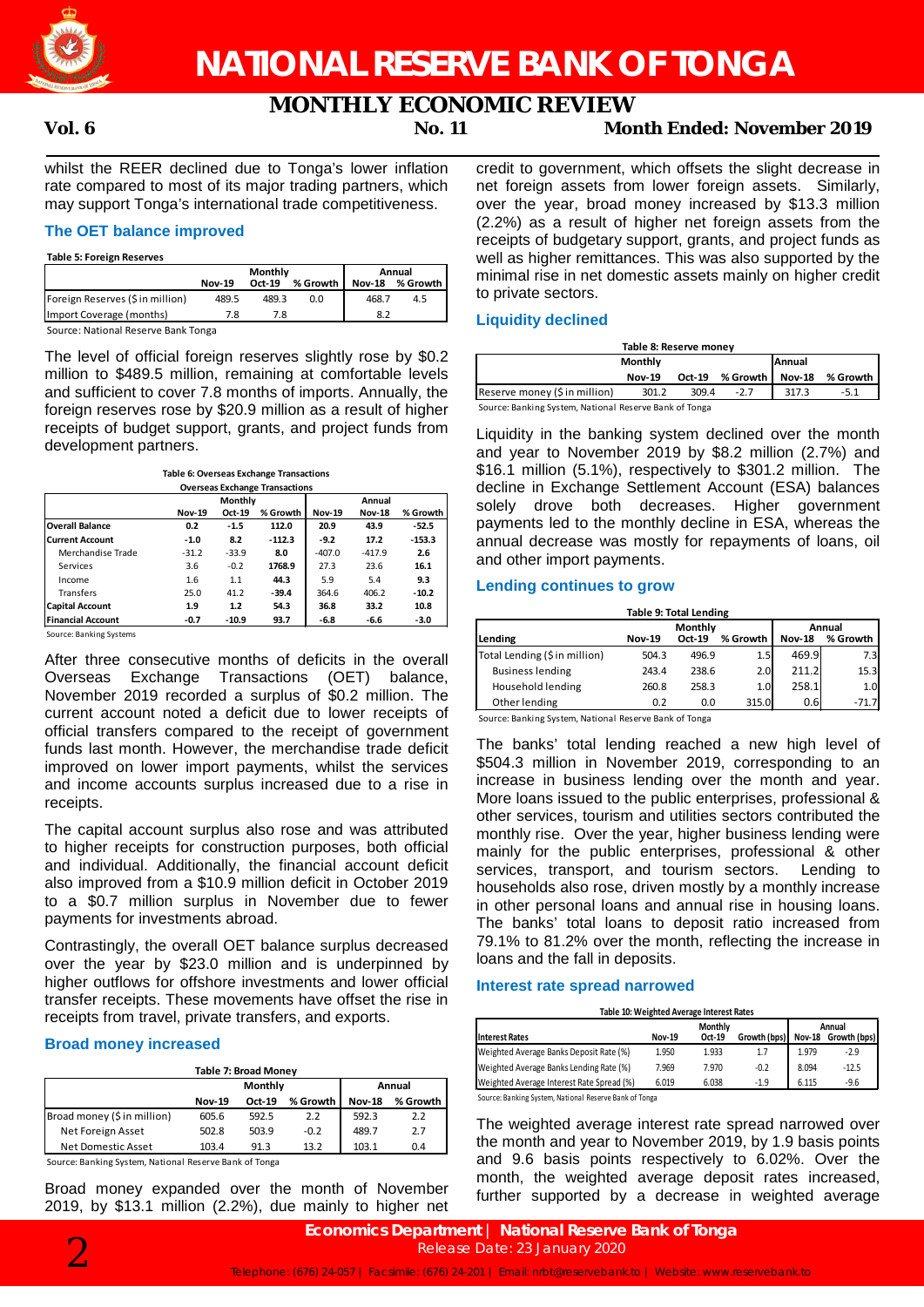whilst the REER declined due to Tonga's lower inflation rate compared to most of its major trading partners, which may support Tonga's international trade competitiveness.

### The OET balance improved

**Table 5: Foreign Reserves**

| | Monthly | | | Annual | |
|---|---|---|---|---|---|
| | Nov-19 | Oct-19 | % Growth | Nov-18 | % Growth |
| Foreign Reserves ($ in million) | 489.5 | 489.3 | 0.0 | 468.7 | 4.5 |
| Import Coverage (months) | 7.8 | 7.8 | | 8.2 | |

Source: National Reserve Bank Tonga

The level of official foreign reserves slightly rose by $0.2 million to $489.5 million, remaining at comfortable levels and sufficient to cover 7.8 months of imports. Annually, the foreign reserves rose by $20.9 million as a result of higher receipts of budget support, grants, and project funds from development partners.

**Table 6: Overseas Exchange Transactions**

| Overseas Exchange Transactions | Monthly | | | Annual | | |
|---|---|---|---|---|---|---|
| | Nov-19 | Oct-19 | % Growth | Nov-19 | Nov-18 | % Growth |
| **Overall Balance** | 0.2 | -1.5 | 112.0 | 20.9 | 43.9 | -52.5 |
| **Current Account** | -1.0 | 8.2 | -112.3 | -9.2 | 17.2 | -153.3 |
| Merchandise Trade | -31.2 | -33.9 | 8.0 | -407.0 | -417.9 | 2.6 |
| Services | 3.6 | -0.2 | 1768.9 | 27.3 | 23.6 | 16.1 |
| Income | 1.6 | 1.1 | 44.3 | 5.9 | 5.4 | 9.3 |
| Transfers | 25.0 | 41.2 | -39.4 | 364.6 | 406.2 | -10.2 |
| **Capital Account** | 1.9 | 1.2 | 54.3 | 36.8 | 33.2 | 10.8 |
| **Financial Account** | -0.7 | -10.9 | 93.7 | -6.8 | -6.6 | -3.0 |

Source: Banking Systems

After three consecutive months of deficits in the overall Overseas Exchange Transactions (OET) balance, November 2019 recorded a surplus of $0.2 million. The current account noted a deficit due to lower receipts of official transfers compared to the receipt of government funds last month. However, the merchandise trade deficit improved on lower import payments, whilst the services and income accounts surplus increased due to a rise in receipts.

The capital account surplus also rose and was attributed to higher receipts for construction purposes, both official and individual. Additionally, the financial account deficit also improved from a $10.9 million deficit in October 2019 to a $0.7 million surplus in November due to fewer payments for investments abroad.

Contrastingly, the overall OET balance surplus decreased over the year by $23.0 million and is underpinned by higher outflows for offshore investments and lower official transfer receipts. These movements have offset the rise in receipts from travel, private transfers, and exports.

### Broad money increased

**Table 7: Broad Money**

| | Monthly | | | Annual | |
|---|---|---|---|---|---|
| | Nov-19 | Oct-19 | % Growth | Nov-18 | % Growth |
| Broad money ($ in million) | 605.6 | 592.5 | 2.2 | 592.3 | 2.2 |
| Net Foreign Asset | 502.8 | 503.9 | -0.2 | 489.7 | 2.7 |
| Net Domestic Asset | 103.4 | 91.3 | 13.2 | 103.1 | 0.4 |

Source: Banking System, National Reserve Bank of Tonga

Broad money expanded over the month of November 2019, by $13.1 million (2.2%), due mainly to higher net credit to government, which offsets the slight decrease in net foreign assets from lower foreign assets. Similarly, over the year, broad money increased by $13.3 million (2.2%) as a result of higher net foreign assets from the receipts of budgetary support, grants, and project funds as well as higher remittances. This was also supported by the minimal rise in net domestic assets mainly on higher credit to private sectors.

### Liquidity declined

**Table 8: Reserve money**

| | Monthly | | | Annual | |
|---|---|---|---|---|---|
| | Nov-19 | Oct-19 | % Growth | Nov-18 | % Growth |
| Reserve money ($ in million) | 301.2 | 309.4 | -2.7 | 317.3 | -5.1 |

Source: Banking System, National Reserve Bank of Tonga

Liquidity in the banking system declined over the month and year to November 2019 by $8.2 million (2.7%) and $16.1 million (5.1%), respectively to $301.2 million. The decline in Exchange Settlement Account (ESA) balances solely drove both decreases. Higher government payments led to the monthly decline in ESA, whereas the annual decrease was mostly for repayments of loans, oil and other import payments.

### Lending continues to grow

**Table 9: Total Lending**

| Lending | Monthly | | | Annual | |
|---|---|---|---|---|---|
| | Nov-19 | Oct-19 | % Growth | Nov-18 | % Growth |
| Total Lending ($ in million) | 504.3 | 496.9 | 1.5 | 469.9 | 7.3 |
| Business lending | 243.4 | 238.6 | 2.0 | 211.2 | 15.3 |
| Household lending | 260.8 | 258.3 | 1.0 | 258.1 | 1.0 |
| Other lending | 0.2 | 0.0 | 315.0 | 0.6 | -71.7 |

Source: Banking System, National Reserve Bank of Tonga

The banks' total lending reached a new high level of $504.3 million in November 2019, corresponding to an increase in business lending over the month and year. More loans issued to the public enterprises, professional & other services, tourism and utilities sectors contributed the monthly rise. Over the year, higher business lending were mainly for the public enterprises, professional & other services, transport, and tourism sectors. Lending to households also rose, driven mostly by a monthly increase in other personal loans and annual rise in housing loans. The banks' total loans to deposit ratio increased from 79.1% to 81.2% over the month, reflecting the increase in loans and the fall in deposits.

### Interest rate spread narrowed

**Table 10: Weighted Average Interest Rates**

| Interest Rates | Monthly | | | Annual | |
|---|---|---|---|---|---|
| | Nov-19 | Oct-19 | Growth (bps) | Nov-18 | Growth (bps) |
| Weighted Average Banks Deposit Rate (%) | 1.950 | 1.933 | 1.7 | 1.979 | -2.9 |
| Weighted Average Banks Lending Rate (%) | 7.969 | 7.970 | -0.2 | 8.094 | -12.5 |
| Weighted Average Interest Rate Spread (%) | 6.019 | 6.038 | -1.9 | 6.115 | -9.6 |

Source: Banking System, National Reserve Bank of Tonga

The weighted average interest rate spread narrowed over the month and year to November 2019, by 1.9 basis points and 9.6 basis points respectively to 6.02%. Over the month, the weighted average deposit rates increased, further supported by a decrease in weighted average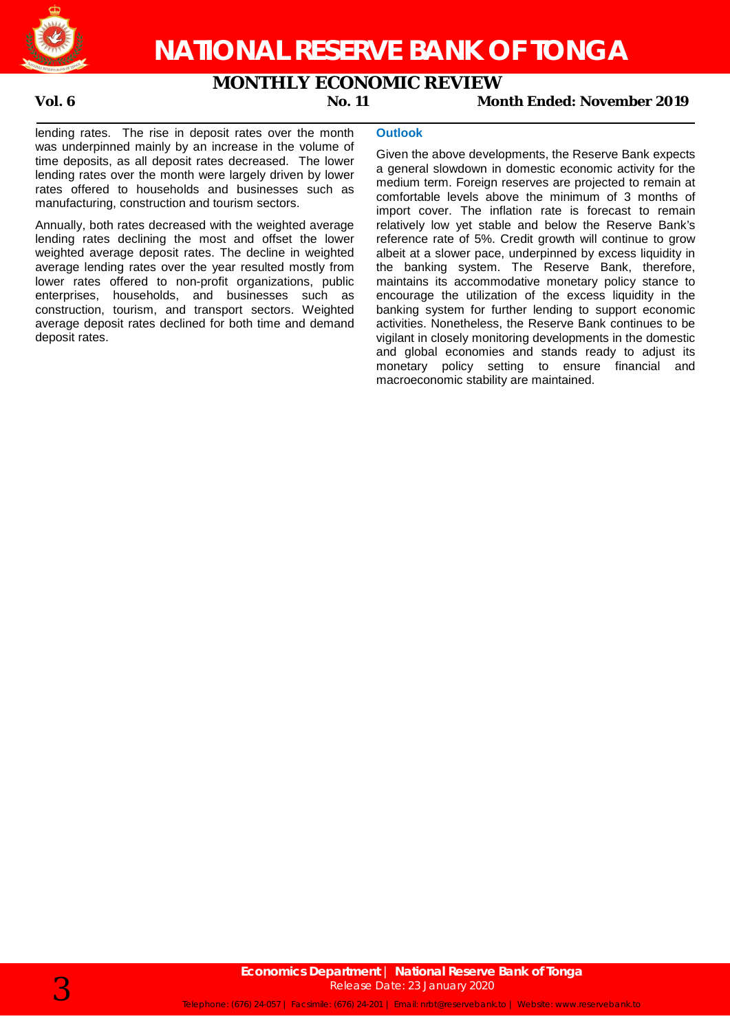lending rates. The rise in deposit rates over the month was underpinned mainly by an increase in the volume of time deposits, as all deposit rates decreased. The lower lending rates over the month were largely driven by lower rates offered to households and businesses such as manufacturing, construction and tourism sectors.

Annually, both rates decreased with the weighted average lending rates declining the most and offset the lower weighted average deposit rates. The decline in weighted average lending rates over the year resulted mostly from lower rates offered to non-profit organizations, public enterprises, households, and businesses such as construction, tourism, and transport sectors. Weighted average deposit rates declined for both time and demand deposit rates.

## Outlook

Given the above developments, the Reserve Bank expects a general slowdown in domestic economic activity for the medium term. Foreign reserves are projected to remain at comfortable levels above the minimum of 3 months of import cover. The inflation rate is forecast to remain relatively low yet stable and below the Reserve Bank's reference rate of 5%. Credit growth will continue to grow albeit at a slower pace, underpinned by excess liquidity in the banking system. The Reserve Bank, therefore, maintains its accommodative monetary policy stance to encourage the utilization of the excess liquidity in the banking system for further lending to support economic activities. Nonetheless, the Reserve Bank continues to be vigilant in closely monitoring developments in the domestic and global economies and stands ready to adjust its monetary policy setting to ensure financial and macroeconomic stability are maintained.

**Economics Department** | **National Reserve Bank of Tonga**
Release Date: 23 January 2020

Telephone: (676) 24-057 | Facsimile: (676) 24-201 | Email: nrbt@reservebank.to | Website: www.reservebank.to